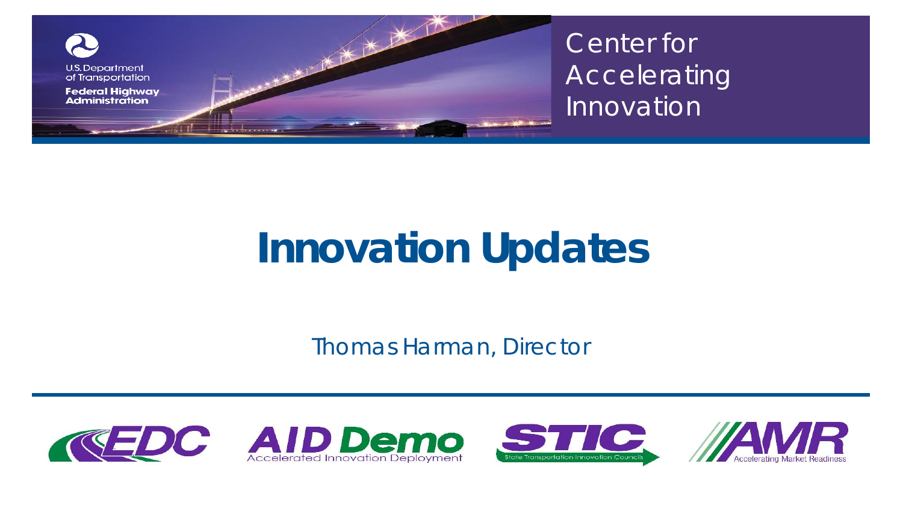U.S. Department of Transportation

Federal Highway Administration

Center for Accelerating Innovation

# Innovation Updates

Thomas Harman, Director

EDC

AID Demo — Accelerated Innovation Deployment

STIC — State Transportation Innovation Councils

AMR — Accelerating Market Readiness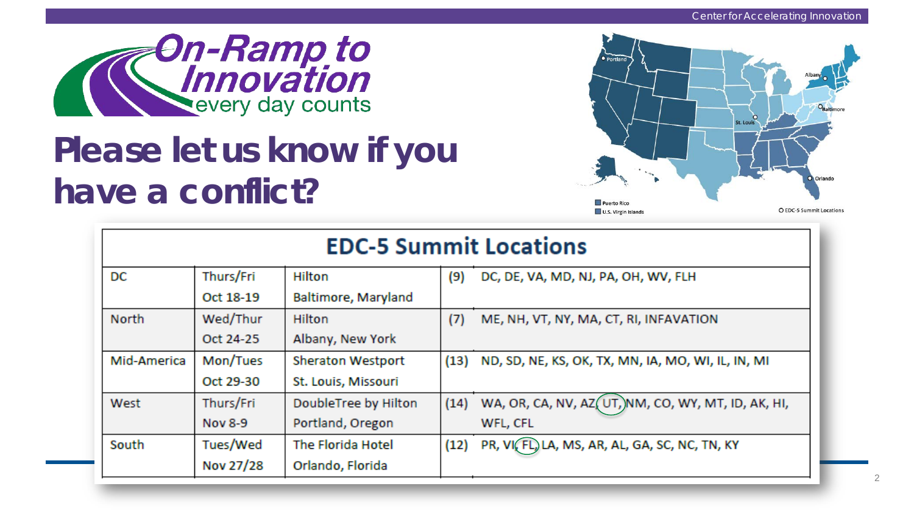# Please let us know if you have a conflict?

| EDC-5 Summit Locations | | | |
|---|---|---|---|
| DC | Thurs/Fri Oct 18-19 | Hilton Baltimore, Maryland | (9) DC, DE, VA, MD, NJ, PA, OH, WV, FLH |
| North | Wed/Thur Oct 24-25 | Hilton Albany, New York | (7) ME, NH, VT, NY, MA, CT, RI, INFAVATION |
| Mid-America | Mon/Tues Oct 29-30 | Sheraton Westport St. Louis, Missouri | (13) ND, SD, NE, KS, OK, TX, MN, IA, MO, WI, IL, IN, MI |
| West | Thurs/Fri Nov 8-9 | DoubleTree by Hilton Portland, Oregon | (14) WA, OR, CA, NV, AZ, UT, NM, CO, WY, MT, ID, AK, HI, WFL, CFL |
| South | Tues/Wed Nov 27/28 | The Florida Hotel Orlando, Florida | (12) PR, VI, FL, LA, MS, AR, AL, GA, SC, NC, TN, KY |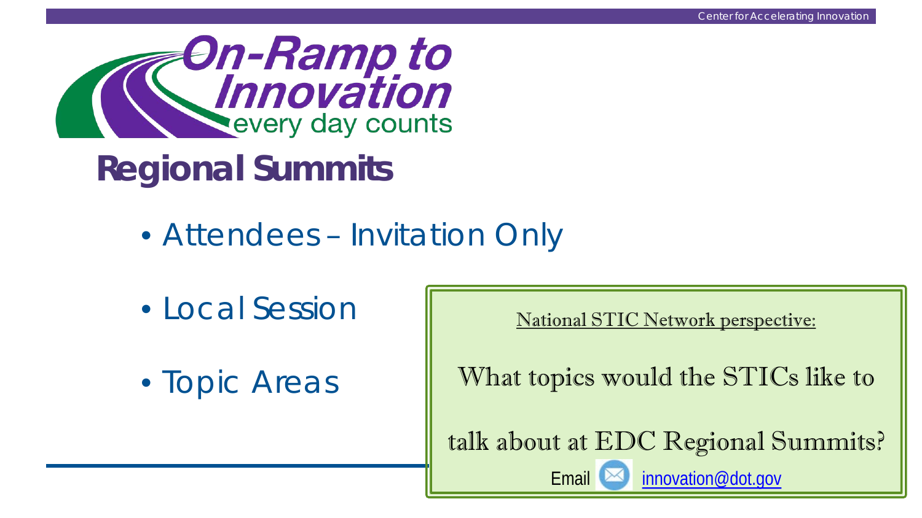# On-Ramp to Innovation

every day counts

## Regional Summits

- Attendees – Invitation Only
- Local Session
- Topic Areas

National STIC Network perspective:

What topics would the STICs like to talk about at EDC Regional Summits?

Email innovation@dot.gov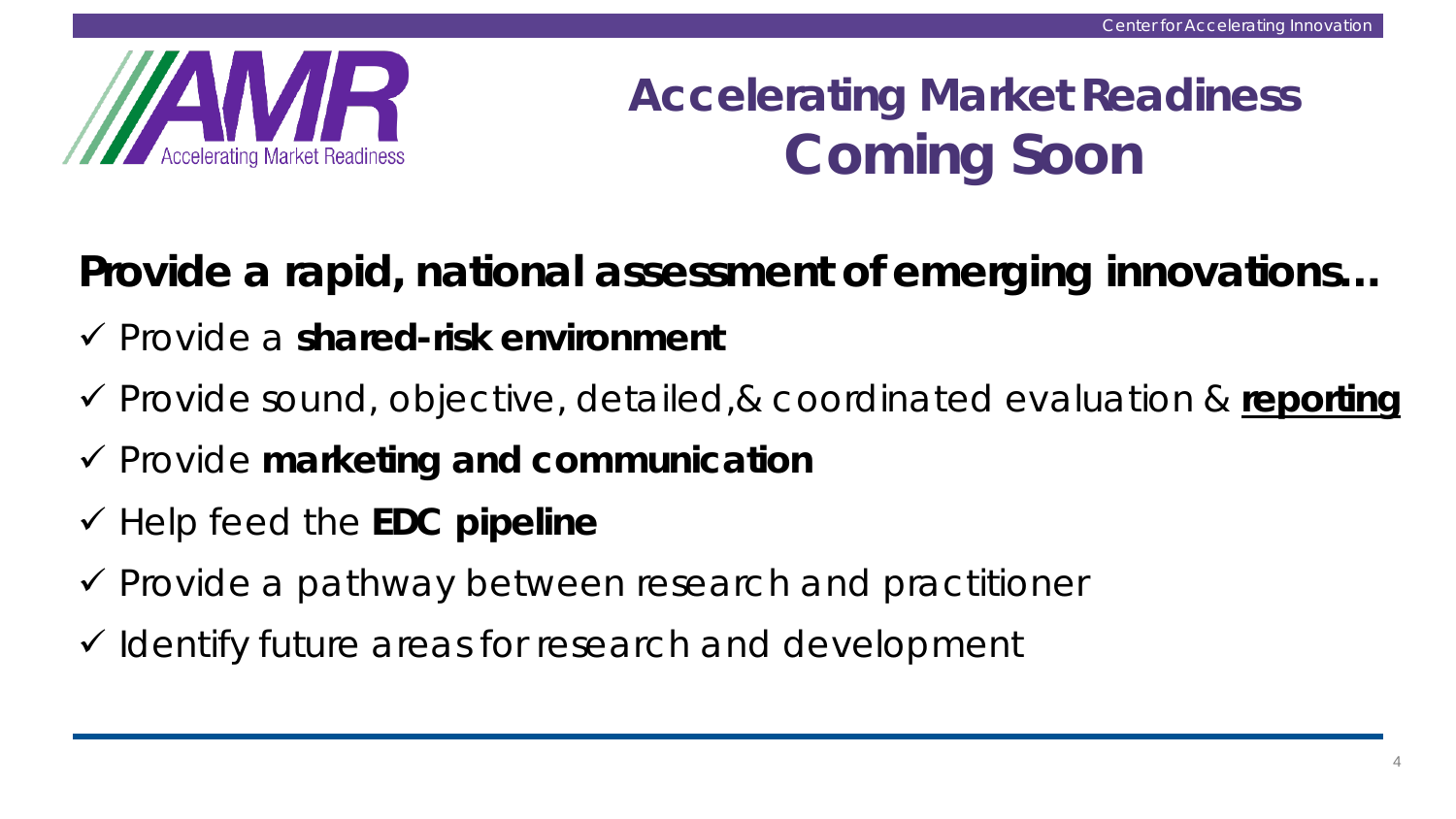# Accelerating Market Readiness
# Coming Soon

## Provide a rapid, national assessment of emerging innovations…

- ✓ Provide a **shared-risk environment**
- ✓ Provide sound, objective, detailed,& coordinated evaluation & **reporting**
- ✓ Provide **marketing and communication**
- ✓ Help feed the **EDC pipeline**
- ✓ Provide a pathway between research and practitioner
- ✓ Identify future areas for research and development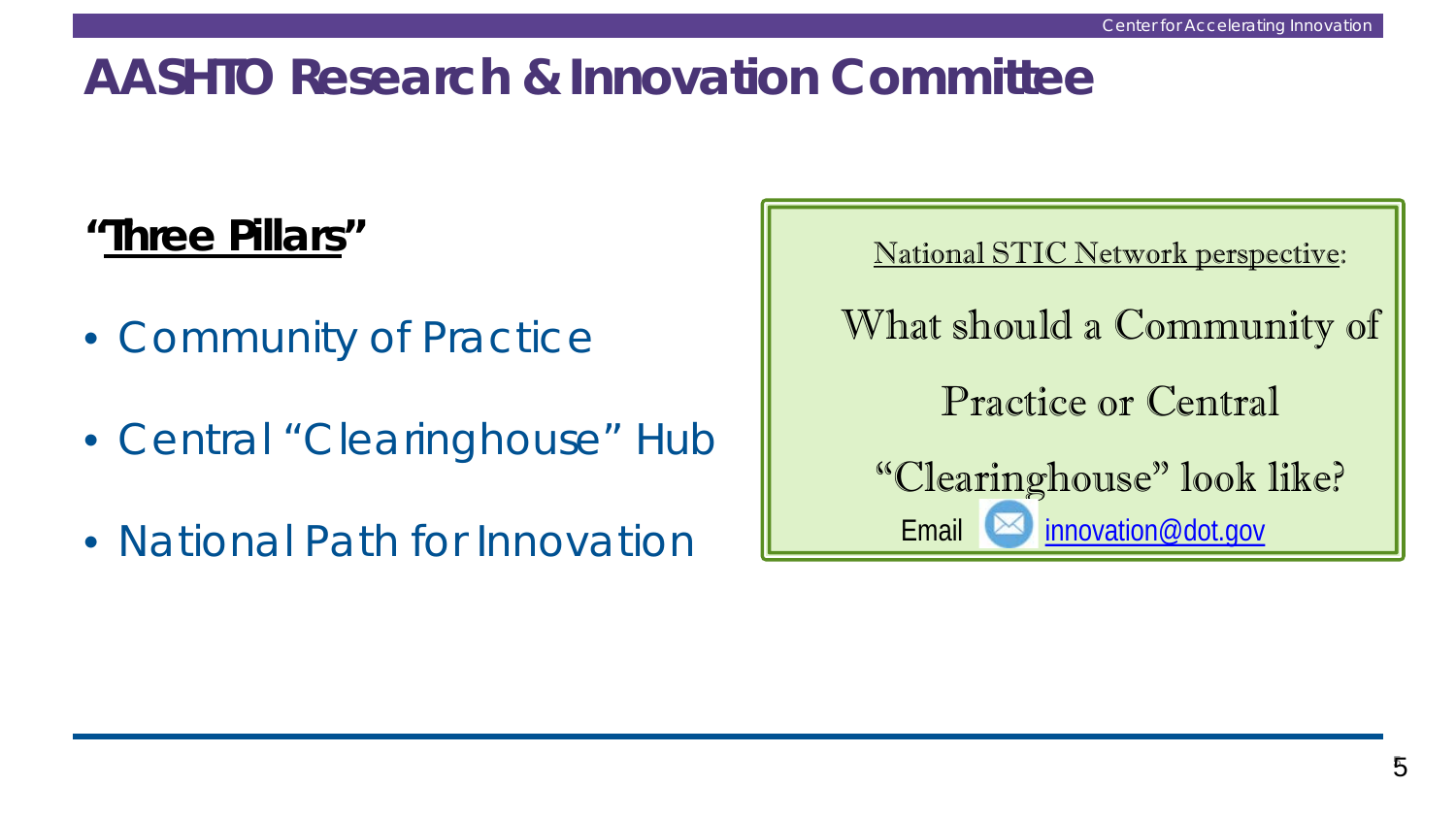# AASHTO Research & Innovation Committee

**"Three Pillars"**

- Community of Practice
- Central "Clearinghouse" Hub
- National Path for Innovation

National STIC Network perspective:

What should a Community of Practice or Central "Clearinghouse" look like?

Email innovation@dot.gov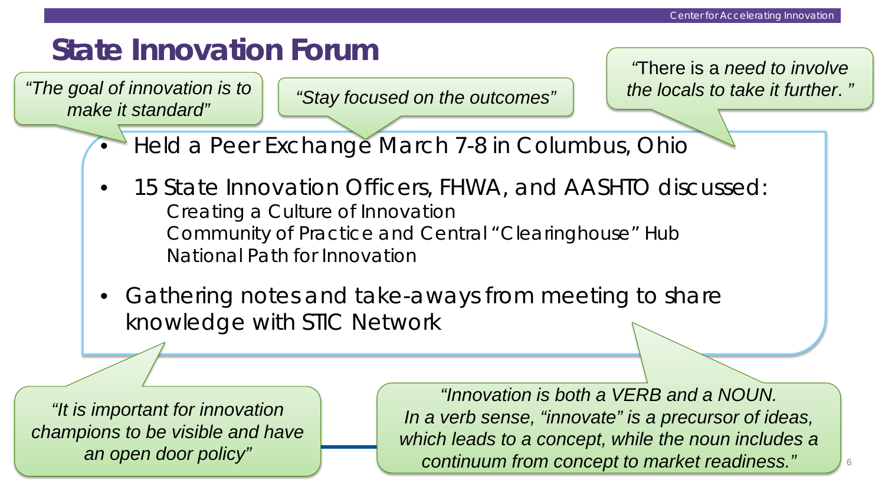# State Innovation Forum

*"The goal of innovation is to make it standard"*

*"Stay focused on the outcomes"*

"There is a *need to involve the locals to take it further*."

- Held a Peer Exchange March 7-8 in Columbus, Ohio
- 15 State Innovation Officers, FHWA, and AASHTO discussed:
  - Creating a Culture of Innovation
  - Community of Practice and Central "Clearinghouse" Hub
  - National Path for Innovation
- Gathering notes and take-aways from meeting to share knowledge with STIC Network

*"It is important for innovation champions to be visible and have an open door policy"*

*"Innovation is both a VERB and a NOUN. In a verb sense, "innovate" is a precursor of ideas, which leads to a concept, while the noun includes a continuum from concept to market readiness."*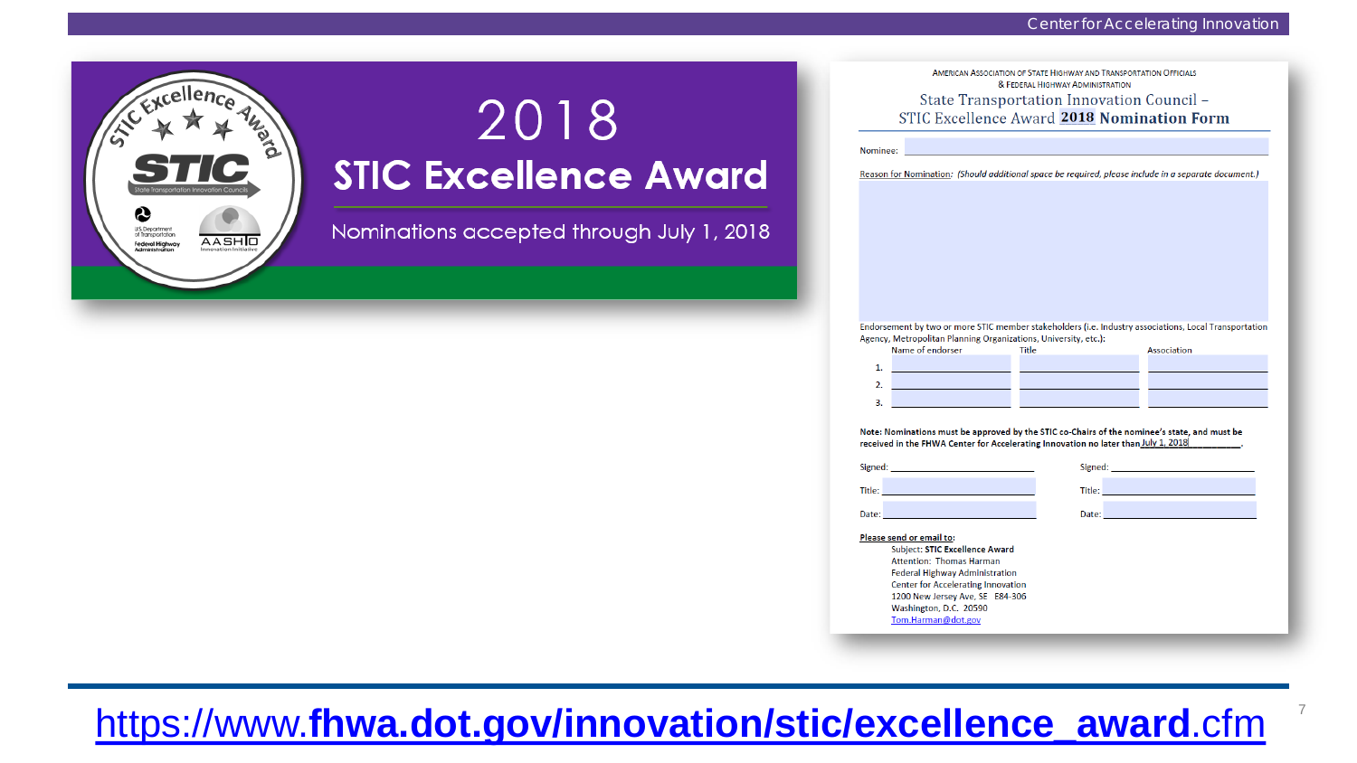# 2018 STIC Excellence Award

Nominations accepted through July 1, 2018

AMERICAN ASSOCIATION OF STATE HIGHWAY AND TRANSPORTATION OFFICIALS & FEDERAL HIGHWAY ADMINISTRATION

State Transportation Innovation Council – STIC Excellence Award **2018 Nomination Form**

Nominee:

Reason for Nomination: *(Should additional space be required, please include in a separate document.)*

Endorsement by two or more STIC member stakeholders (i.e. Industry associations, Local Transportation Agency, Metropolitan Planning Organizations, University, etc.):

| | Name of endorser | Title | Association |
|---|---|---|---|
| 1. | | | |
| 2. | | | |
| 3. | | | |

**Note: Nominations must be approved by the STIC co-Chairs of the nominee's state, and must be received in the FHWA Center for Accelerating Innovation no later than** July 1, 2018.

Signed: Signed:

Title: Title:

Date: Date:

**Please send or email to:**

Subject: **STIC Excellence Award**
Attention: Thomas Harman
Federal Highway Administration
Center for Accelerating Innovation
1200 New Jersey Ave, SE E84-306
Washington, D.C. 20590
Tom.Harman@dot.gov

https://www.**fhwa.dot.gov/innovation/stic/excellence_award**.cfm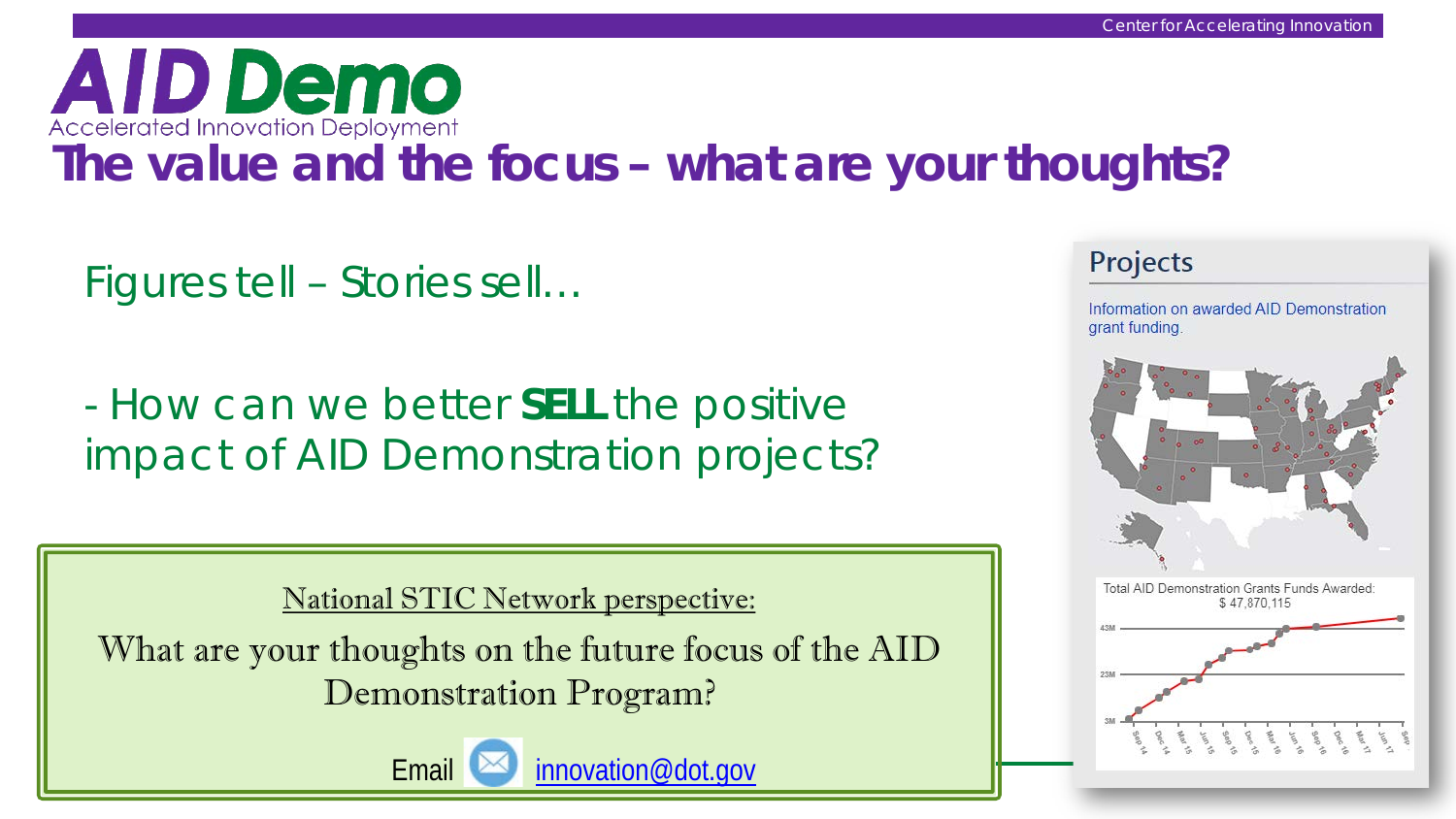# AID Demo

Accelerated Innovation Deployment

## The value and the focus – what are your thoughts?

Figures tell – Stories sell…

- How can we better **SELL** the positive impact of AID Demonstration projects?

National STIC Network perspective:

What are your thoughts on the future focus of the AID Demonstration Program?

Email innovation@dot.gov

### Projects

Information on awarded AID Demonstration grant funding.

Total AID Demonstration Grants Funds Awarded: $ 47,870,115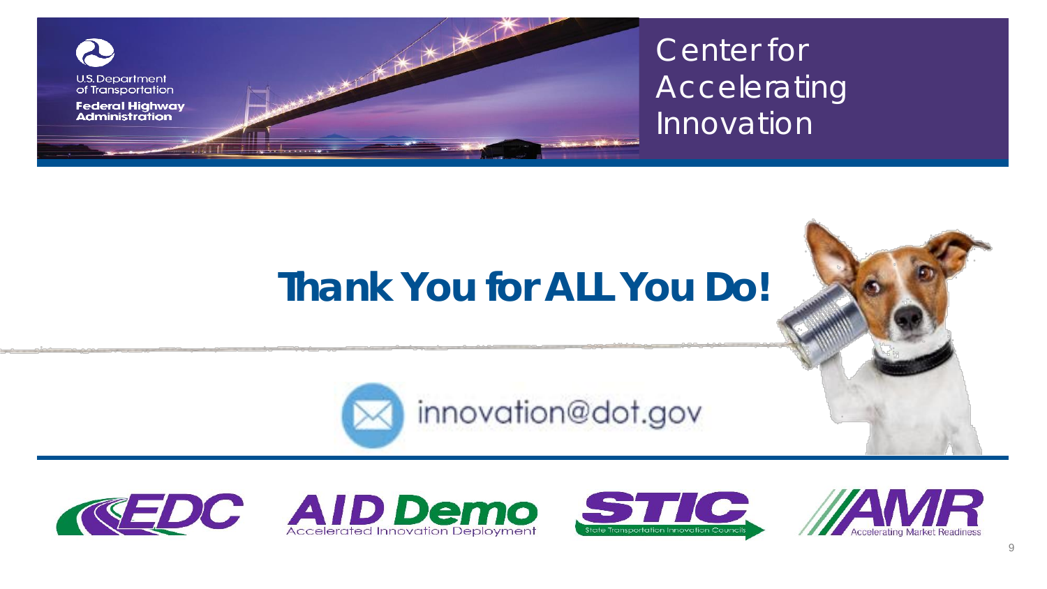U.S. Department of Transportation

Federal Highway Administration

Center for Accelerating Innovation

# Thank You for ALL You Do!

innovation@dot.gov

EDC

AID Demo
Accelerated Innovation Deployment

STIC
State Transportation Innovation Councils

AMR
Accelerating Market Readiness